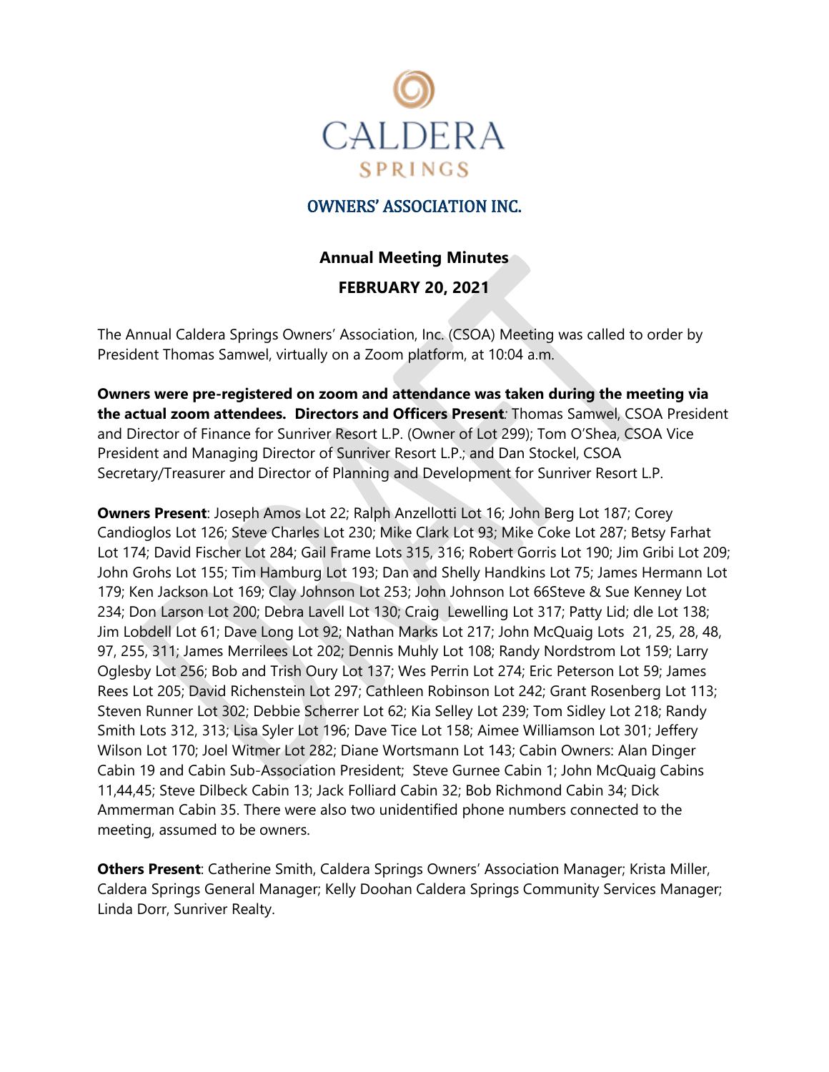CALDERA SPRINGS

## OWNERS' ASSOCIATION INC.

### Annual Meeting Minutes

### FEBRUARY 20, 2021

The Annual Caldera Springs Owners' Association, Inc. (CSOA) Meeting was called to order by President Thomas Samwel, virtually on a Zoom platform, at 10:04 a.m.

**Owners were pre-registered on zoom and attendance was taken during the meeting via the actual zoom attendees. Directors and Officers Present***:* Thomas Samwel, CSOA President and Director of Finance for Sunriver Resort L.P. (Owner of Lot 299); Tom O'Shea, CSOA Vice President and Managing Director of Sunriver Resort L.P.; and Dan Stockel, CSOA Secretary/Treasurer and Director of Planning and Development for Sunriver Resort L.P.

**Owners Present**: Joseph Amos Lot 22; Ralph Anzellotti Lot 16; John Berg Lot 187; Corey Candioglos Lot 126; Steve Charles Lot 230; Mike Clark Lot 93; Mike Coke Lot 287; Betsy Farhat Lot 174; David Fischer Lot 284; Gail Frame Lots 315, 316; Robert Gorris Lot 190; Jim Gribi Lot 209; John Grohs Lot 155; Tim Hamburg Lot 193; Dan and Shelly Handkins Lot 75; James Hermann Lot 179; Ken Jackson Lot 169; Clay Johnson Lot 253; John Johnson Lot 66Steve & Sue Kenney Lot 234; Don Larson Lot 200; Debra Lavell Lot 130; Craig Lewelling Lot 317; Patty Lid; dle Lot 138; Jim Lobdell Lot 61; Dave Long Lot 92; Nathan Marks Lot 217; John McQuaig Lots 21, 25, 28, 48, 97, 255, 311; James Merrilees Lot 202; Dennis Muhly Lot 108; Randy Nordstrom Lot 159; Larry Oglesby Lot 256; Bob and Trish Oury Lot 137; Wes Perrin Lot 274; Eric Peterson Lot 59; James Rees Lot 205; David Richenstein Lot 297; Cathleen Robinson Lot 242; Grant Rosenberg Lot 113; Steven Runner Lot 302; Debbie Scherrer Lot 62; Kia Selley Lot 239; Tom Sidley Lot 218; Randy Smith Lots 312, 313; Lisa Syler Lot 196; Dave Tice Lot 158; Aimee Williamson Lot 301; Jeffery Wilson Lot 170; Joel Witmer Lot 282; Diane Wortsmann Lot 143; Cabin Owners: Alan Dinger Cabin 19 and Cabin Sub-Association President; Steve Gurnee Cabin 1; John McQuaig Cabins 11,44,45; Steve Dilbeck Cabin 13; Jack Folliard Cabin 32; Bob Richmond Cabin 34; Dick Ammerman Cabin 35. There were also two unidentified phone numbers connected to the meeting, assumed to be owners.

**Others Present**: Catherine Smith, Caldera Springs Owners' Association Manager; Krista Miller, Caldera Springs General Manager; Kelly Doohan Caldera Springs Community Services Manager; Linda Dorr, Sunriver Realty.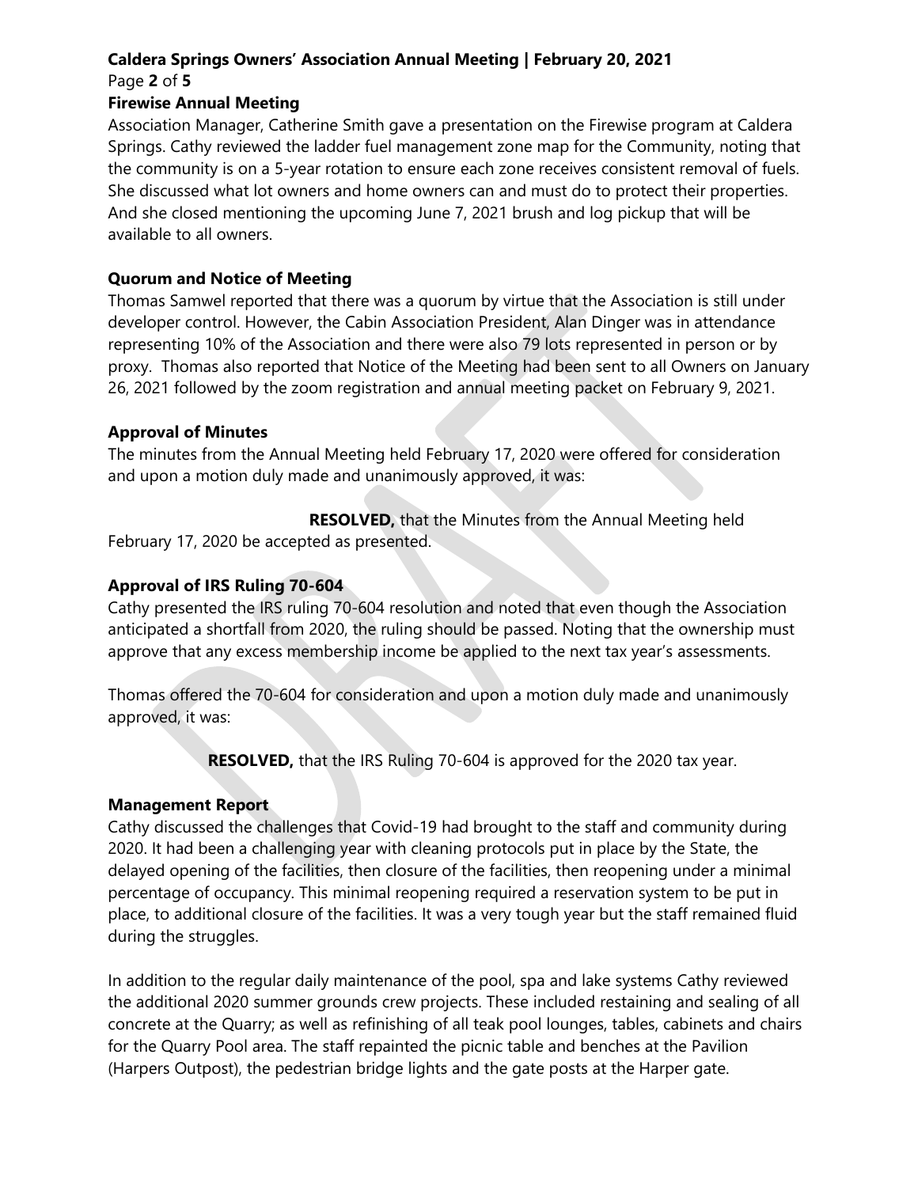## Firewise Annual Meeting

Association Manager, Catherine Smith gave a presentation on the Firewise program at Caldera Springs. Cathy reviewed the ladder fuel management zone map for the Community, noting that the community is on a 5-year rotation to ensure each zone receives consistent removal of fuels. She discussed what lot owners and home owners can and must do to protect their properties. And she closed mentioning the upcoming June 7, 2021 brush and log pickup that will be available to all owners.

## Quorum and Notice of Meeting

Thomas Samwel reported that there was a quorum by virtue that the Association is still under developer control. However, the Cabin Association President, Alan Dinger was in attendance representing 10% of the Association and there were also 79 lots represented in person or by proxy. Thomas also reported that Notice of the Meeting had been sent to all Owners on January 26, 2021 followed by the zoom registration and annual meeting packet on February 9, 2021.

## Approval of Minutes

The minutes from the Annual Meeting held February 17, 2020 were offered for consideration and upon a motion duly made and unanimously approved, it was:

**RESOLVED,** that the Minutes from the Annual Meeting held February 17, 2020 be accepted as presented.

## Approval of IRS Ruling 70-604

Cathy presented the IRS ruling 70-604 resolution and noted that even though the Association anticipated a shortfall from 2020, the ruling should be passed. Noting that the ownership must approve that any excess membership income be applied to the next tax year's assessments.

Thomas offered the 70-604 for consideration and upon a motion duly made and unanimously approved, it was:

**RESOLVED,** that the IRS Ruling 70-604 is approved for the 2020 tax year.

## Management Report

Cathy discussed the challenges that Covid-19 had brought to the staff and community during 2020. It had been a challenging year with cleaning protocols put in place by the State, the delayed opening of the facilities, then closure of the facilities, then reopening under a minimal percentage of occupancy. This minimal reopening required a reservation system to be put in place, to additional closure of the facilities. It was a very tough year but the staff remained fluid during the struggles.

In addition to the regular daily maintenance of the pool, spa and lake systems Cathy reviewed the additional 2020 summer grounds crew projects. These included restaining and sealing of all concrete at the Quarry; as well as refinishing of all teak pool lounges, tables, cabinets and chairs for the Quarry Pool area. The staff repainted the picnic table and benches at the Pavilion (Harpers Outpost), the pedestrian bridge lights and the gate posts at the Harper gate.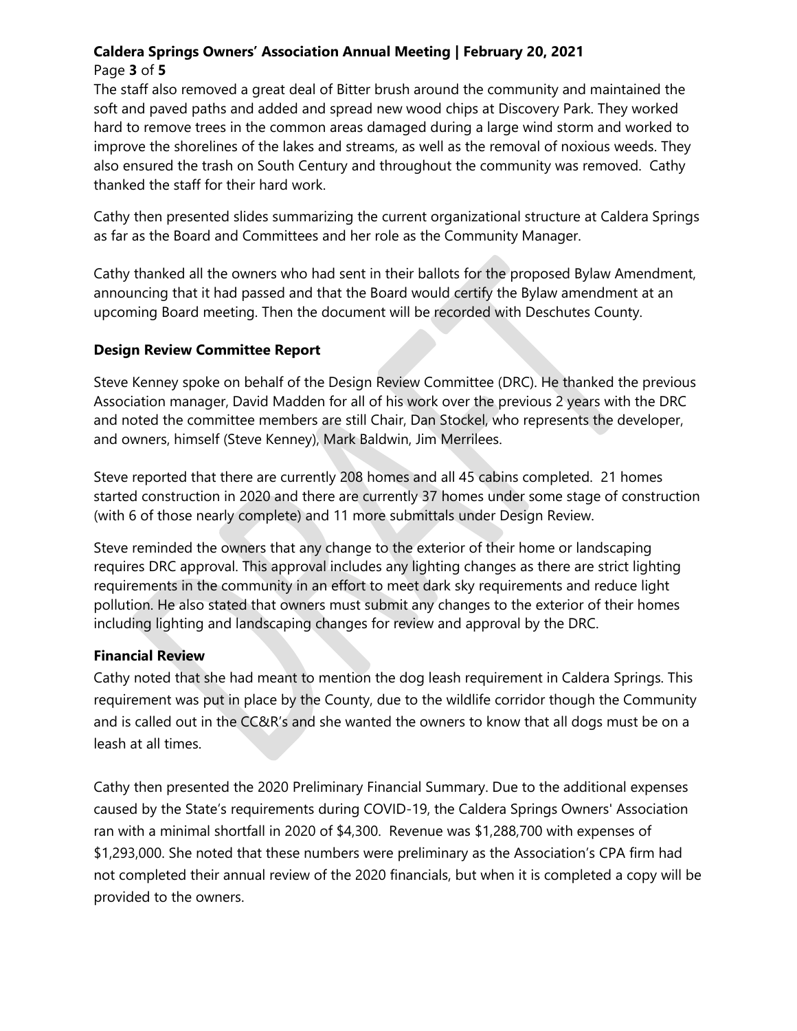The staff also removed a great deal of Bitter brush around the community and maintained the soft and paved paths and added and spread new wood chips at Discovery Park. They worked hard to remove trees in the common areas damaged during a large wind storm and worked to improve the shorelines of the lakes and streams, as well as the removal of noxious weeds. They also ensured the trash on South Century and throughout the community was removed. Cathy thanked the staff for their hard work.

Cathy then presented slides summarizing the current organizational structure at Caldera Springs as far as the Board and Committees and her role as the Community Manager.

Cathy thanked all the owners who had sent in their ballots for the proposed Bylaw Amendment, announcing that it had passed and that the Board would certify the Bylaw amendment at an upcoming Board meeting. Then the document will be recorded with Deschutes County.

### Design Review Committee Report

Steve Kenney spoke on behalf of the Design Review Committee (DRC). He thanked the previous Association manager, David Madden for all of his work over the previous 2 years with the DRC and noted the committee members are still Chair, Dan Stockel, who represents the developer, and owners, himself (Steve Kenney), Mark Baldwin, Jim Merrilees.

Steve reported that there are currently 208 homes and all 45 cabins completed. 21 homes started construction in 2020 and there are currently 37 homes under some stage of construction (with 6 of those nearly complete) and 11 more submittals under Design Review.

Steve reminded the owners that any change to the exterior of their home or landscaping requires DRC approval. This approval includes any lighting changes as there are strict lighting requirements in the community in an effort to meet dark sky requirements and reduce light pollution. He also stated that owners must submit any changes to the exterior of their homes including lighting and landscaping changes for review and approval by the DRC.

### Financial Review

Cathy noted that she had meant to mention the dog leash requirement in Caldera Springs. This requirement was put in place by the County, due to the wildlife corridor though the Community and is called out in the CC&R's and she wanted the owners to know that all dogs must be on a leash at all times.

Cathy then presented the 2020 Preliminary Financial Summary. Due to the additional expenses caused by the State's requirements during COVID-19, the Caldera Springs Owners' Association ran with a minimal shortfall in 2020 of $4,300. Revenue was $1,288,700 with expenses of $1,293,000. She noted that these numbers were preliminary as the Association's CPA firm had not completed their annual review of the 2020 financials, but when it is completed a copy will be provided to the owners.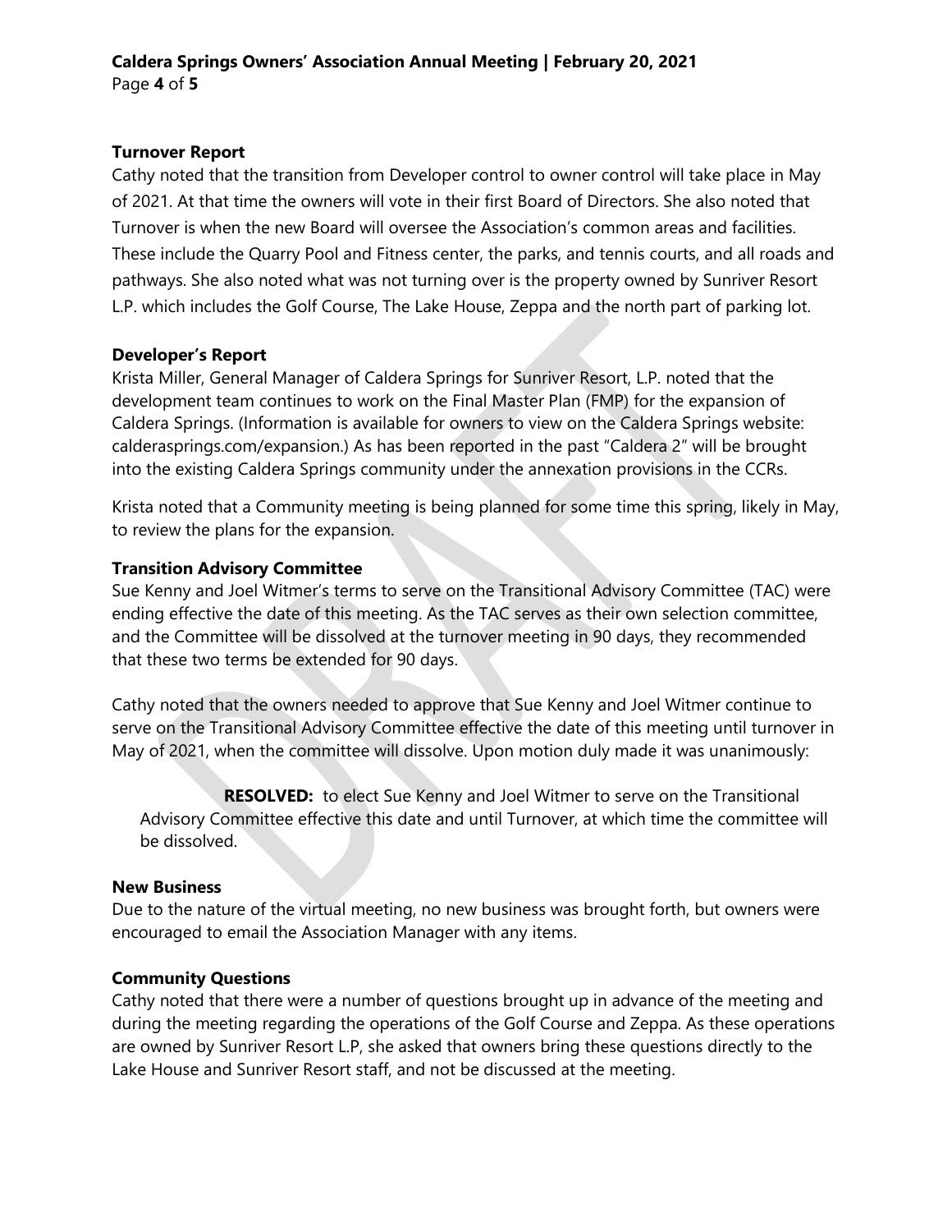**Turnover Report**

Cathy noted that the transition from Developer control to owner control will take place in May of 2021. At that time the owners will vote in their first Board of Directors. She also noted that Turnover is when the new Board will oversee the Association's common areas and facilities. These include the Quarry Pool and Fitness center, the parks, and tennis courts, and all roads and pathways. She also noted what was not turning over is the property owned by Sunriver Resort L.P. which includes the Golf Course, The Lake House, Zeppa and the north part of parking lot.

**Developer's Report**

Krista Miller, General Manager of Caldera Springs for Sunriver Resort, L.P. noted that the development team continues to work on the Final Master Plan (FMP) for the expansion of Caldera Springs. (Information is available for owners to view on the Caldera Springs website: calderasprings.com/expansion.) As has been reported in the past "Caldera 2" will be brought into the existing Caldera Springs community under the annexation provisions in the CCRs.

Krista noted that a Community meeting is being planned for some time this spring, likely in May, to review the plans for the expansion.

**Transition Advisory Committee**

Sue Kenny and Joel Witmer's terms to serve on the Transitional Advisory Committee (TAC) were ending effective the date of this meeting. As the TAC serves as their own selection committee, and the Committee will be dissolved at the turnover meeting in 90 days, they recommended that these two terms be extended for 90 days.

Cathy noted that the owners needed to approve that Sue Kenny and Joel Witmer continue to serve on the Transitional Advisory Committee effective the date of this meeting until turnover in May of 2021, when the committee will dissolve. Upon motion duly made it was unanimously:

> **RESOLVED:** to elect Sue Kenny and Joel Witmer to serve on the Transitional Advisory Committee effective this date and until Turnover, at which time the committee will be dissolved.

**New Business**

Due to the nature of the virtual meeting, no new business was brought forth, but owners were encouraged to email the Association Manager with any items.

**Community Questions**

Cathy noted that there were a number of questions brought up in advance of the meeting and during the meeting regarding the operations of the Golf Course and Zeppa. As these operations are owned by Sunriver Resort L.P, she asked that owners bring these questions directly to the Lake House and Sunriver Resort staff, and not be discussed at the meeting.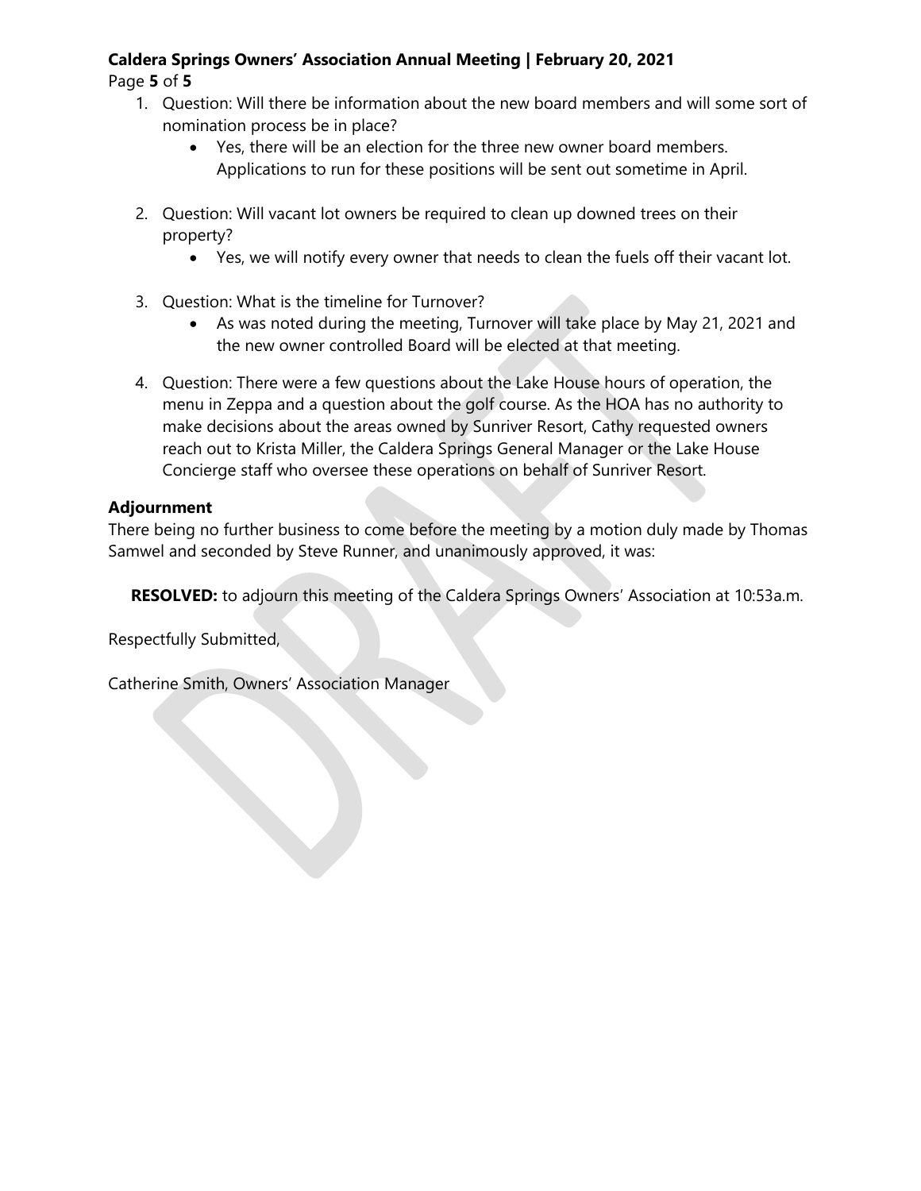1. Question: Will there be information about the new board members and will some sort of nomination process be in place?
   - Yes, there will be an election for the three new owner board members. Applications to run for these positions will be sent out sometime in April.

2. Question: Will vacant lot owners be required to clean up downed trees on their property?
   - Yes, we will notify every owner that needs to clean the fuels off their vacant lot.

3. Question: What is the timeline for Turnover?
   - As was noted during the meeting, Turnover will take place by May 21, 2021 and the new owner controlled Board will be elected at that meeting.

4. Question: There were a few questions about the Lake House hours of operation, the menu in Zeppa and a question about the golf course. As the HOA has no authority to make decisions about the areas owned by Sunriver Resort, Cathy requested owners reach out to Krista Miller, the Caldera Springs General Manager or the Lake House Concierge staff who oversee these operations on behalf of Sunriver Resort.

**Adjournment**

There being no further business to come before the meeting by a motion duly made by Thomas Samwel and seconded by Steve Runner, and unanimously approved, it was:

**RESOLVED:** to adjourn this meeting of the Caldera Springs Owners' Association at 10:53a.m.

Respectfully Submitted,

Catherine Smith, Owners' Association Manager